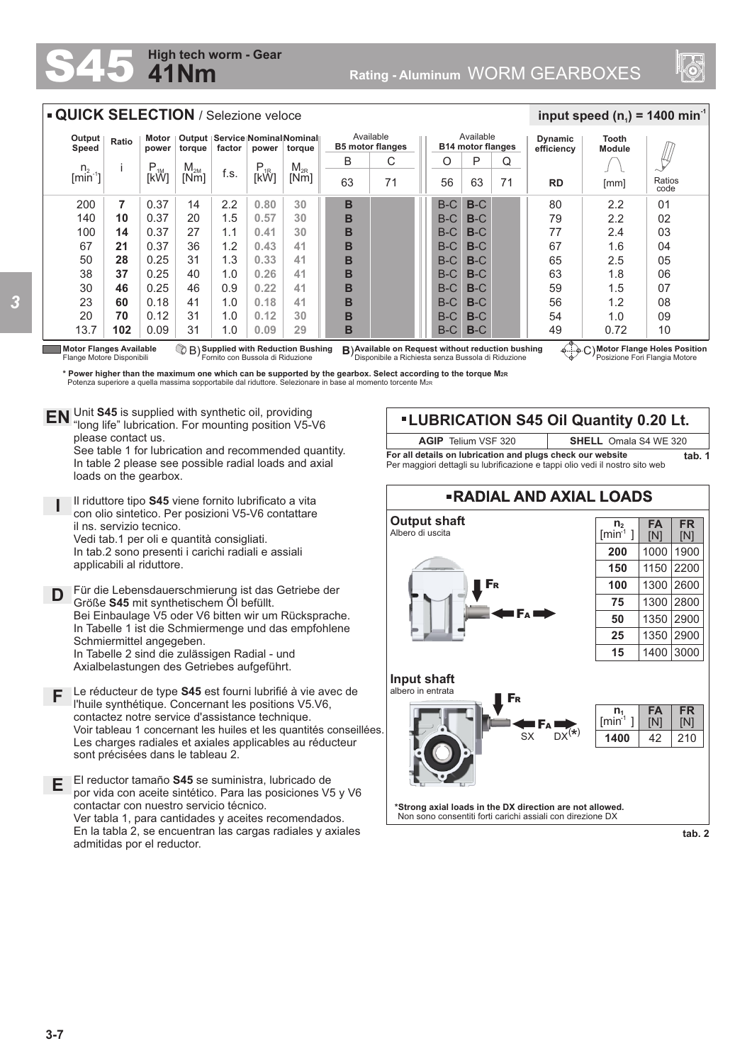# S45 High tech worm - Gear 41Nm

Rating - Aluminum WORM GEARBOXES

## QUICK SELECTION / Selezione veloce

input speed ($n_1$) = 1400 min$^{-1}$

| Output Speed | Ratio | Motor power | Output torque | Service factor | Nominal power | Nominal torque | Available B5 motor flanges | | Available B14 motor flanges | | | Dynamic efficiency | Tooth Module | |
|---|---|---|---|---|---|---|---|---|---|---|---|---|---|---|
| | | | | | | | B | C | O | P | Q | | | |
| $n_2$ [min$^{-1}$] | i | $P_{1M}$ [kW] | $M_{2M}$ [Nm] | f.s. | $P_{1R}$ [kW] | $M_{2R}$ [Nm] | 63 | 71 | 56 | 63 | 71 | RD | [mm] | Ratios code |
| 200 | **7** | 0.37 | 14 | 2.2 | **0.80** | **30** | **B** | | B-C | **B**-C | | 80 | 2.2 | 01 |
| 140 | **10** | 0.37 | 20 | 1.5 | **0.57** | **30** | **B** | | B-C | **B**-C | | 79 | 2.2 | 02 |
| 100 | **14** | 0.37 | 27 | 1.1 | **0.41** | **30** | **B** | | B-C | **B**-C | | 77 | 2.4 | 03 |
| 67 | **21** | 0.37 | 36 | 1.2 | **0.43** | **41** | **B** | | B-C | **B**-C | | 67 | 1.6 | 04 |
| 50 | **28** | 0.25 | 31 | 1.3 | **0.33** | **41** | **B** | | B-C | **B**-C | | 65 | 2.5 | 05 |
| 38 | **37** | 0.25 | 40 | 1.0 | **0.26** | **41** | **B** | | B-C | **B**-C | | 63 | 1.8 | 06 |
| 30 | **46** | 0.25 | 46 | 0.9 | **0.22** | **41** | **B** | | B-C | **B**-C | | 59 | 1.5 | 07 |
| 23 | **60** | 0.18 | 41 | 1.0 | **0.18** | **41** | **B** | | B-C | **B**-C | | 56 | 1.2 | 08 |
| 20 | **70** | 0.12 | 31 | 1.0 | **0.12** | **30** | **B** | | B-C | **B**-C | | 54 | 1.0 | 09 |
| 13.7 | **102** | 0.09 | 31 | 1.0 | **0.09** | **29** | **B** | | B-C | **B**-C | | 49 | 0.72 | 10 |

**Motor Flanges Available** / Flange Motore Disponibili — B) **Supplied with Reduction Bushing** / Fornito con Bussola di Riduzione — **B**) **Available on Request without reduction bushing** / Disponibile a Richiesta senza Bussola di Riduzione — C) **Motor Flange Holes Position** / Posizione Fori Flangia Motore

**\* Power higher than the maximum one which can be supported by the gearbox. Select according to the torque $M_{2R}$**
Potenza superiore a quella massima sopportabile dal riduttore. Selezionare in base al momento torcente $M_{2R}$

**EN** Unit **S45** is supplied with synthetic oil, providing "long life" lubrication. For mounting position V5-V6 please contact us.
See table 1 for lubrication and recommended quantity.
In table 2 please see possible radial loads and axial loads on the gearbox.

**I** Il riduttore tipo **S45** viene fornito lubrificato a vita con olio sintetico. Per posizioni V5-V6 contattare il ns. servizio tecnico.
Vedi tab.1 per oli e quantità consigliati.
In tab.2 sono presenti i carichi radiali e assiali applicabili al riduttore.

**D** Für die Lebensdauerschmierung ist das Getriebe der Größe **S45** mit synthetischem Öl befüllt.
Bei Einbaulage V5 oder V6 bitten wir um Rücksprache.
In Tabelle 1 ist die Schmiermenge und das empfohlene Schmiermittel angegeben.
In Tabelle 2 sind die zulässigen Radial - und Axialbelastungen des Getriebes aufgeführt.

**F** Le réducteur de type **S45** est fourni lubrifié à vie avec de l'huile synthétique. Concernant les positions V5.V6, contactez notre service d'assistance technique.
Voir tableau 1 concernant les huiles et les quantités conseillées.
Les charges radiales et axiales applicables au réducteur sont précisées dans le tableau 2.

**E** El reductor tamaño **S45** se suministra, lubricado de por vida con aceite sintético. Para las posiciones V5 y V6 contactar con nuestro servicio técnico.
Ver tabla 1, para cantidades y aceites recomendados.
En la tabla 2, se encuentran las cargas radiales y axiales admitidas por el reductor.

## LUBRICATION S45 Oil Quantity 0.20 Lt.

| AGIP Telium VSF 320 | SHELL Omala S4 WE 320 |
|---|---|

**For all details on lubrication and plugs check our website**
Per maggiori dettagli su lubrificazione e tappi olio vedi il nostro sito web

tab. 1

## RADIAL AND AXIAL LOADS

**Output shaft**
Albero di uscita

| $n_2$ [min$^{-1}$] | FA [N] | FR [N] |
|---|---|---|
| **200** | 1000 | 1900 |
| **150** | 1150 | 2200 |
| **100** | 1300 | 2600 |
| **75** | 1300 | 2800 |
| **50** | 1350 | 2900 |
| **25** | 1350 | 2900 |
| **15** | 1400 | 3000 |

**Input shaft**
albero in entrata

| $n_1$ [min$^{-1}$] | FA [N] | FR [N] |
|---|---|---|
| **1400** | 42 | 210 |

SX DX(*)

**\*Strong axial loads in the DX direction are not allowed.**
Non sono consentiti forti carichi assiali con direzione DX

tab. 2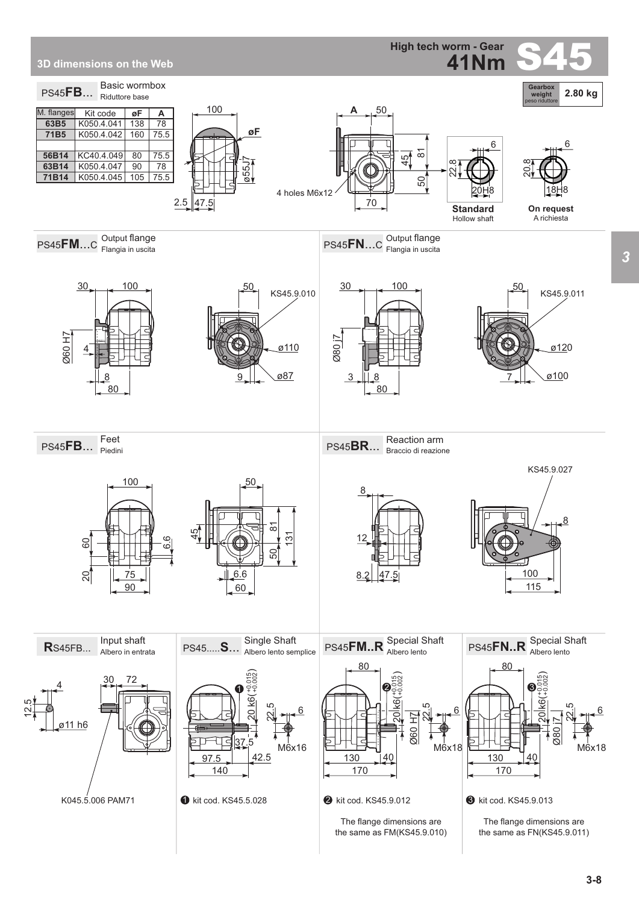3D dimensions on the Web

# High tech worm - Gear 41Nm S45

## PS45**FB**... Basic wormbox
Riduttore base

Gearbox weight / peso riduttore: **2.80 kg**

| M. flanges | Kit code | øF | A |
|---|---|---|---|
| **63B5** | K050.4.041 | 138 | 78 |
| **71B5** | K050.4.042 | 160 | 75.5 |
| | | | |
| **56B14** | KC40.4.049 | 80 | 75.5 |
| **63B14** | K050.4.047 | 90 | 78 |
| **71B14** | K050.4.045 | 105 | 75.5 |

100
øF
ø55J7
2.5
47.5

A
50
45
81
50
4 holes M6x12
70

6
22.8
20H8
**Standard**
Hollow shaft

6
20.8
18H8
**On request**
A richiesta

## PS45**FM**...C Output flange
Flangia in uscita

30
100
Ø60 H7
4
8
80

50
KS45.9.010
ø110
9
ø87

## PS45**FN**...C Output flange
Flangia in uscita

30
100
Ø80 j7
3
8
80

50
KS45.9.011
ø120
7
ø100

## PS45**FB**... Feet
Piedini

100
60
6.6
20
75
90

50
45
81
131
50
6.6
60

## PS45**BR**... Reaction arm
Braccio di reazione

8
12
8.2
47.5

KS45.9.027
8
100
115

## **R**S45FB... Input shaft
Albero in entrata

4
12.5
ø11 h6
30
72

K045.5.006 PAM71

## PS45.....**S**... Single Shaft
Albero lento semplice

❶
$20\ k6(^{+0.015}_{+0.002})$
22.5
6
37.5
M6x16
97.5
42.5
140

❶ kit cod. KS45.5.028

## PS45**FM..R** Special Shaft
Albero lento

80
❷
$20\ k6(^{+0.015}_{+0.002})$
Ø60 H7
22.5
6
M6x18
130
40
170

❷ kit cod. KS45.9.012

The flange dimensions are the same as FM(KS45.9.010)

## PS45**FN..R** Special Shaft
Albero lento

80
❸
$20\ k6(^{+0.015}_{+0.002})$
Ø80 j7
22.5
6
M6x18
130
40
170

❸ kit cod. KS45.9.013

The flange dimensions are the same as FN(KS45.9.011)